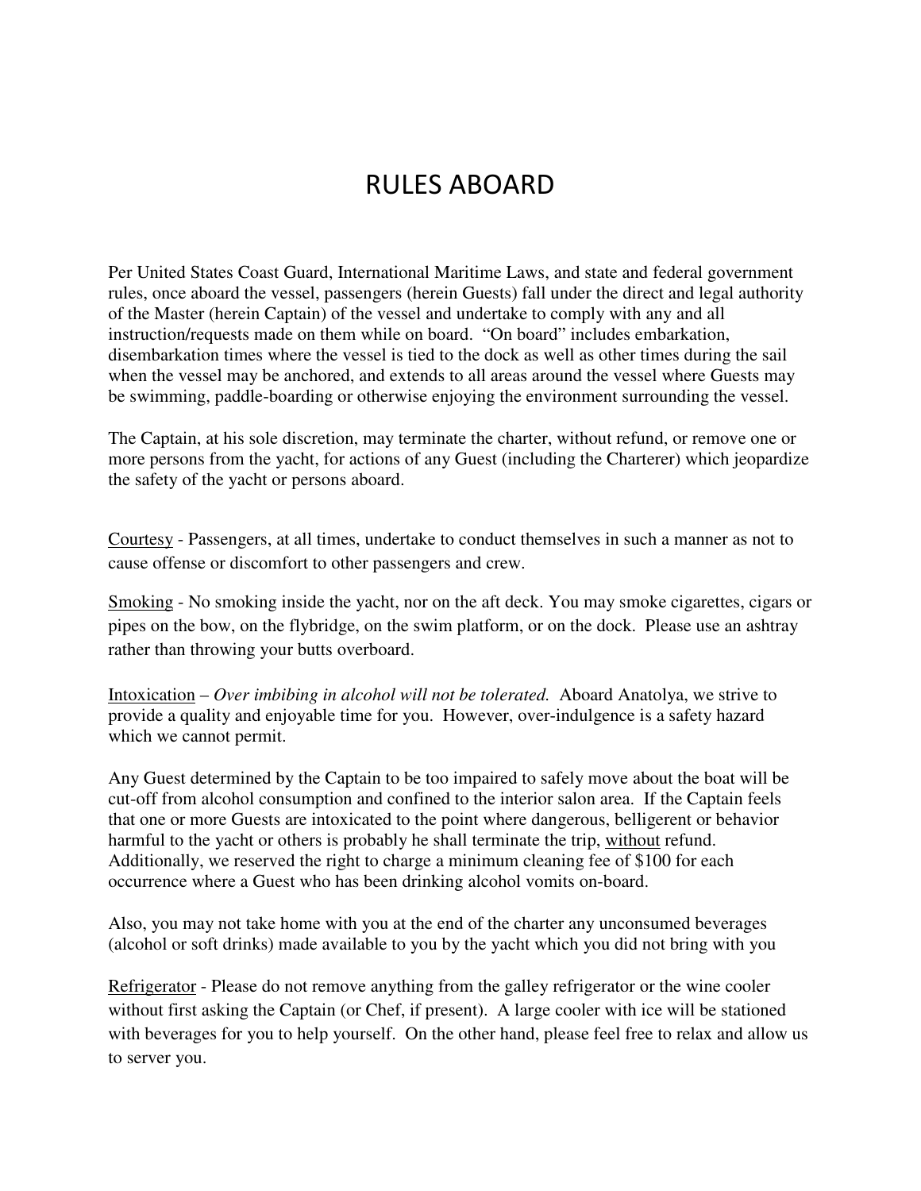# RULES ABOARD

Per United States Coast Guard, International Maritime Laws, and state and federal government rules, once aboard the vessel, passengers (herein Guests) fall under the direct and legal authority of the Master (herein Captain) of the vessel and undertake to comply with any and all instruction/requests made on them while on board. "On board" includes embarkation, disembarkation times where the vessel is tied to the dock as well as other times during the sail when the vessel may be anchored, and extends to all areas around the vessel where Guests may be swimming, paddle-boarding or otherwise enjoying the environment surrounding the vessel.

The Captain, at his sole discretion, may terminate the charter, without refund, or remove one or more persons from the yacht, for actions of any Guest (including the Charterer) which jeopardize the safety of the yacht or persons aboard.

<u>Courtesy</u> - Passengers, at all times, undertake to conduct themselves in such a manner as not to cause offense or discomfort to other passengers and crew.

<u>Smoking</u> - No smoking inside the yacht, nor on the aft deck. You may smoke cigarettes, cigars or pipes on the bow, on the flybridge, on the swim platform, or on the dock. Please use an ashtray rather than throwing your butts overboard.

<u>Intoxication</u> – *Over imbibing in alcohol will not be tolerated.* Aboard Anatolya, we strive to provide a quality and enjoyable time for you. However, over-indulgence is a safety hazard which we cannot permit.

Any Guest determined by the Captain to be too impaired to safely move about the boat will be cut-off from alcohol consumption and confined to the interior salon area. If the Captain feels that one or more Guests are intoxicated to the point where dangerous, belligerent or behavior harmful to the yacht or others is probably he shall terminate the trip, <u>without</u> refund. Additionally, we reserved the right to charge a minimum cleaning fee of $100 for each occurrence where a Guest who has been drinking alcohol vomits on-board.

Also, you may not take home with you at the end of the charter any unconsumed beverages (alcohol or soft drinks) made available to you by the yacht which you did not bring with you

<u>Refrigerator</u> - Please do not remove anything from the galley refrigerator or the wine cooler without first asking the Captain (or Chef, if present). A large cooler with ice will be stationed with beverages for you to help yourself. On the other hand, please feel free to relax and allow us to server you.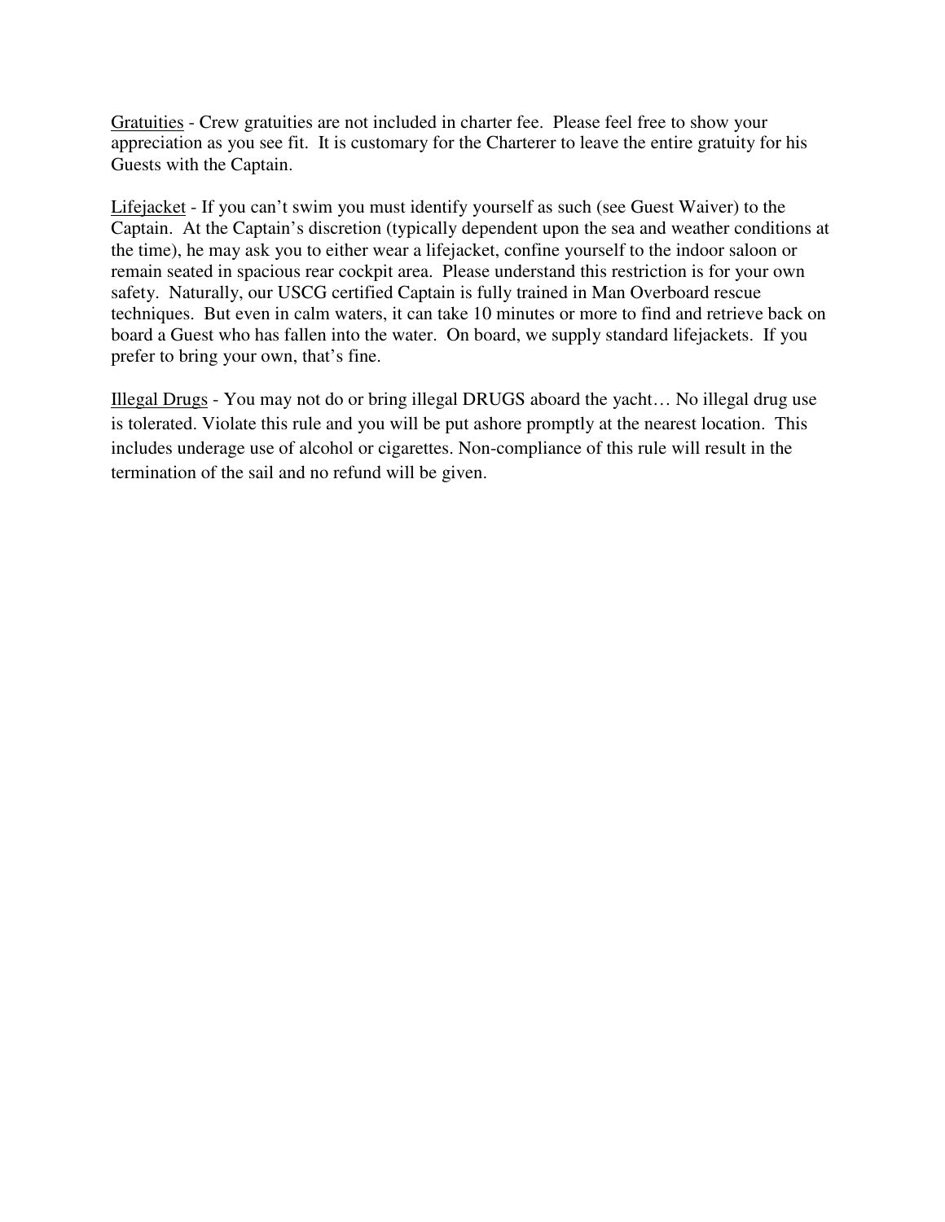<u>Gratuities</u> - Crew gratuities are not included in charter fee. Please feel free to show your appreciation as you see fit. It is customary for the Charterer to leave the entire gratuity for his Guests with the Captain.

<u>Lifejacket</u> - If you can't swim you must identify yourself as such (see Guest Waiver) to the Captain. At the Captain's discretion (typically dependent upon the sea and weather conditions at the time), he may ask you to either wear a lifejacket, confine yourself to the indoor saloon or remain seated in spacious rear cockpit area. Please understand this restriction is for your own safety. Naturally, our USCG certified Captain is fully trained in Man Overboard rescue techniques. But even in calm waters, it can take 10 minutes or more to find and retrieve back on board a Guest who has fallen into the water. On board, we supply standard lifejackets. If you prefer to bring your own, that's fine.

<u>Illegal Drugs</u> - You may not do or bring illegal DRUGS aboard the yacht… No illegal drug use is tolerated. Violate this rule and you will be put ashore promptly at the nearest location. This includes underage use of alcohol or cigarettes. Non-compliance of this rule will result in the termination of the sail and no refund will be given.